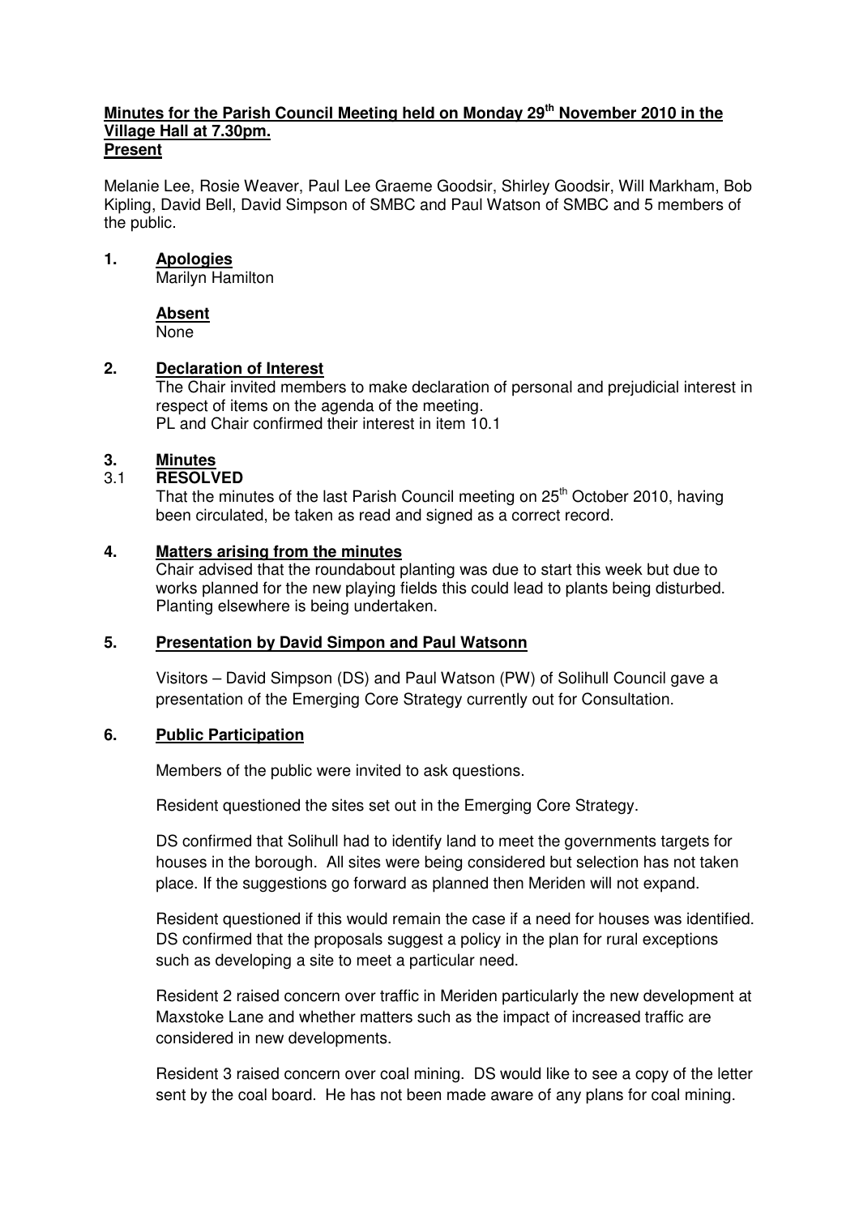**Minutes for the Parish Council Meeting held on Monday 29th November 2010 in the Village Hall at 7.30pm.**

**Present**

Melanie Lee, Rosie Weaver, Paul Lee Graeme Goodsir, Shirley Goodsir, Will Markham, Bob Kipling, David Bell, David Simpson of SMBC and Paul Watson of SMBC and 5 members of the public.

**1. Apologies**

Marilyn Hamilton

**Absent**

None

**2. Declaration of Interest**

The Chair invited members to make declaration of personal and prejudicial interest in respect of items on the agenda of the meeting.
PL and Chair confirmed their interest in item 10.1

**3. Minutes**

3.1 **RESOLVED**

That the minutes of the last Parish Council meeting on 25th October 2010, having been circulated, be taken as read and signed as a correct record.

**4. Matters arising from the minutes**

Chair advised that the roundabout planting was due to start this week but due to works planned for the new playing fields this could lead to plants being disturbed. Planting elsewhere is being undertaken.

**5. Presentation by David Simpon and Paul Watsonn**

Visitors – David Simpson (DS) and Paul Watson (PW) of Solihull Council gave a presentation of the Emerging Core Strategy currently out for Consultation.

**6. Public Participation**

Members of the public were invited to ask questions.

Resident questioned the sites set out in the Emerging Core Strategy.

DS confirmed that Solihull had to identify land to meet the governments targets for houses in the borough. All sites were being considered but selection has not taken place. If the suggestions go forward as planned then Meriden will not expand.

Resident questioned if this would remain the case if a need for houses was identified. DS confirmed that the proposals suggest a policy in the plan for rural exceptions such as developing a site to meet a particular need.

Resident 2 raised concern over traffic in Meriden particularly the new development at Maxstoke Lane and whether matters such as the impact of increased traffic are considered in new developments.

Resident 3 raised concern over coal mining. DS would like to see a copy of the letter sent by the coal board. He has not been made aware of any plans for coal mining.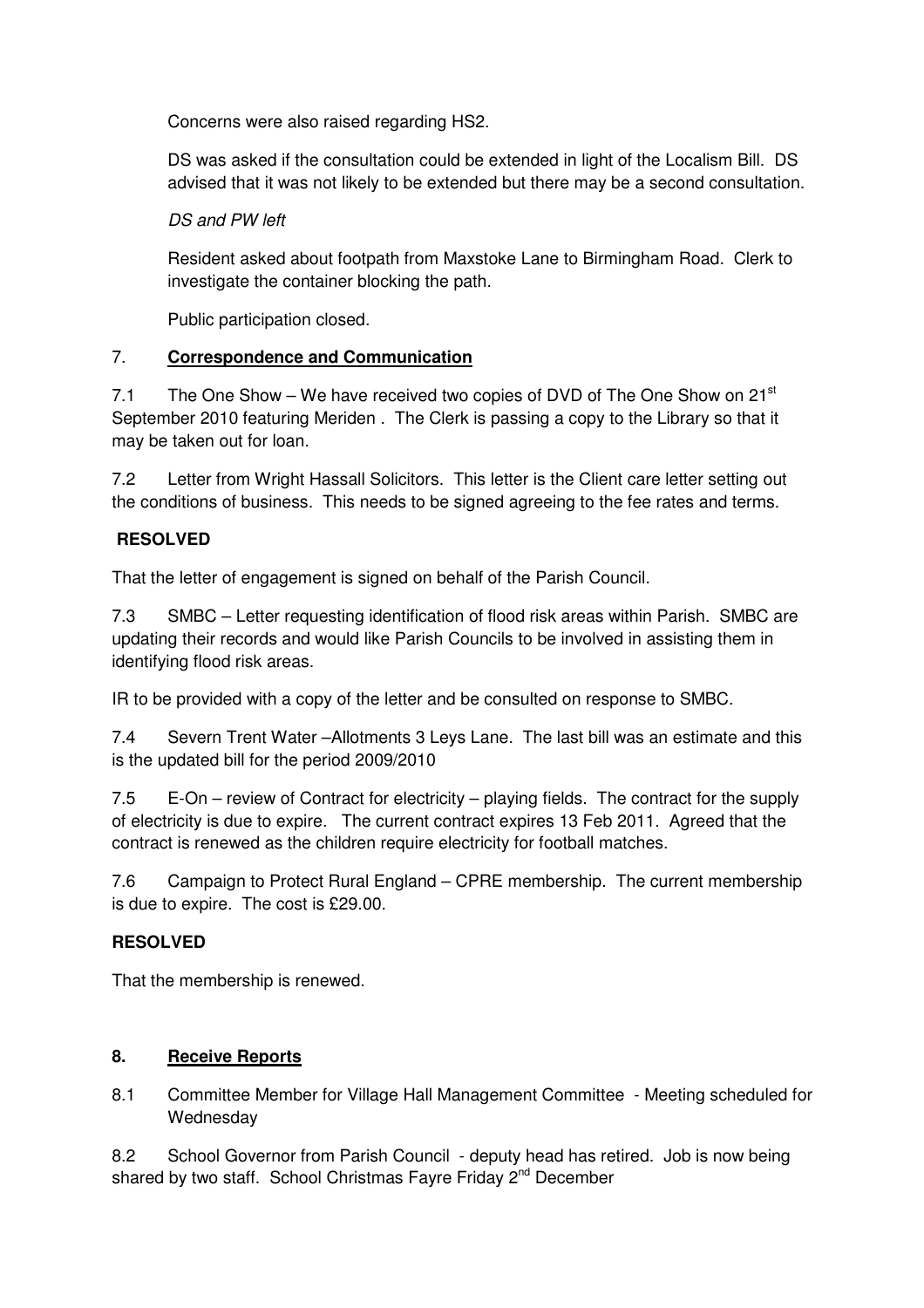Concerns were also raised regarding HS2.

DS was asked if the consultation could be extended in light of the Localism Bill. DS advised that it was not likely to be extended but there may be a second consultation.

*DS and PW left*

Resident asked about footpath from Maxstoke Lane to Birmingham Road. Clerk to investigate the container blocking the path.

Public participation closed.

## 7. **Correspondence and Communication**

7.1 The One Show – We have received two copies of DVD of The One Show on 21st September 2010 featuring Meriden . The Clerk is passing a copy to the Library so that it may be taken out for loan.

7.2 Letter from Wright Hassall Solicitors. This letter is the Client care letter setting out the conditions of business. This needs to be signed agreeing to the fee rates and terms.

**RESOLVED**

That the letter of engagement is signed on behalf of the Parish Council.

7.3 SMBC – Letter requesting identification of flood risk areas within Parish. SMBC are updating their records and would like Parish Councils to be involved in assisting them in identifying flood risk areas.

IR to be provided with a copy of the letter and be consulted on response to SMBC.

7.4 Severn Trent Water –Allotments 3 Leys Lane. The last bill was an estimate and this is the updated bill for the period 2009/2010

7.5 E-On – review of Contract for electricity – playing fields. The contract for the supply of electricity is due to expire. The current contract expires 13 Feb 2011. Agreed that the contract is renewed as the children require electricity for football matches.

7.6 Campaign to Protect Rural England – CPRE membership. The current membership is due to expire. The cost is £29.00.

**RESOLVED**

That the membership is renewed.

## 8. **Receive Reports**

8.1 Committee Member for Village Hall Management Committee - Meeting scheduled for Wednesday

8.2 School Governor from Parish Council - deputy head has retired. Job is now being shared by two staff. School Christmas Fayre Friday 2nd December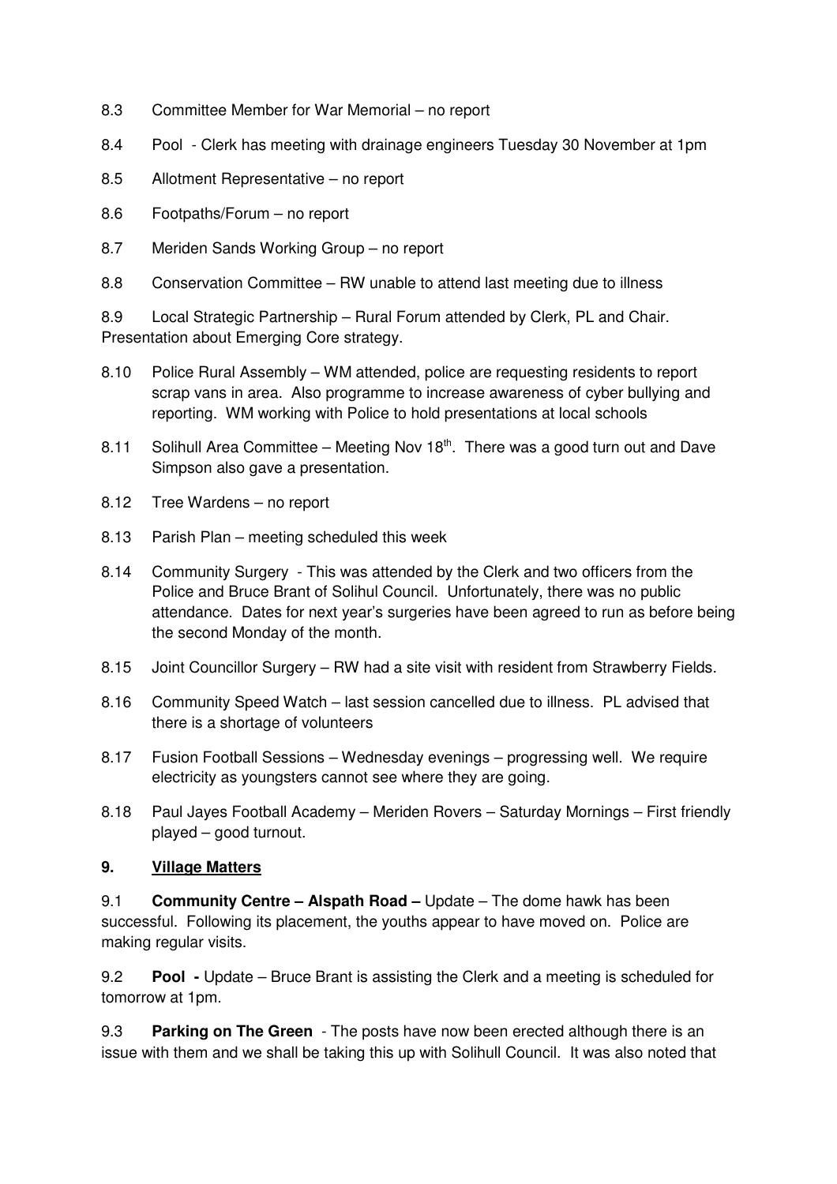8.3 Committee Member for War Memorial – no report

8.4 Pool - Clerk has meeting with drainage engineers Tuesday 30 November at 1pm

8.5 Allotment Representative – no report

8.6 Footpaths/Forum – no report

8.7 Meriden Sands Working Group – no report

8.8 Conservation Committee – RW unable to attend last meeting due to illness

8.9 Local Strategic Partnership – Rural Forum attended by Clerk, PL and Chair. Presentation about Emerging Core strategy.

8.10 Police Rural Assembly – WM attended, police are requesting residents to report scrap vans in area. Also programme to increase awareness of cyber bullying and reporting. WM working with Police to hold presentations at local schools

8.11 Solihull Area Committee – Meeting Nov 18th. There was a good turn out and Dave Simpson also gave a presentation.

8.12 Tree Wardens – no report

8.13 Parish Plan – meeting scheduled this week

8.14 Community Surgery - This was attended by the Clerk and two officers from the Police and Bruce Brant of Solihul Council. Unfortunately, there was no public attendance. Dates for next year's surgeries have been agreed to run as before being the second Monday of the month.

8.15 Joint Councillor Surgery – RW had a site visit with resident from Strawberry Fields.

8.16 Community Speed Watch – last session cancelled due to illness. PL advised that there is a shortage of volunteers

8.17 Fusion Football Sessions – Wednesday evenings – progressing well. We require electricity as youngsters cannot see where they are going.

8.18 Paul Jayes Football Academy – Meriden Rovers – Saturday Mornings – First friendly played – good turnout.

## 9. Village Matters

9.1 **Community Centre – Alspath Road –** Update – The dome hawk has been successful. Following its placement, the youths appear to have moved on. Police are making regular visits.

9.2 **Pool -** Update – Bruce Brant is assisting the Clerk and a meeting is scheduled for tomorrow at 1pm.

9.3 **Parking on The Green** - The posts have now been erected although there is an issue with them and we shall be taking this up with Solihull Council. It was also noted that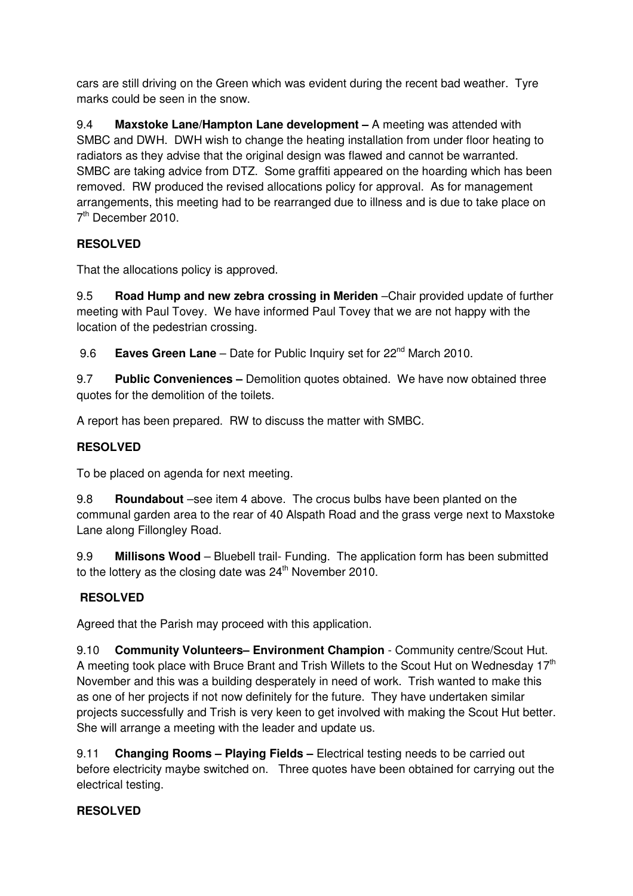cars are still driving on the Green which was evident during the recent bad weather. Tyre marks could be seen in the snow.

9.4 **Maxstoke Lane/Hampton Lane development –** A meeting was attended with SMBC and DWH. DWH wish to change the heating installation from under floor heating to radiators as they advise that the original design was flawed and cannot be warranted. SMBC are taking advice from DTZ. Some graffiti appeared on the hoarding which has been removed. RW produced the revised allocations policy for approval. As for management arrangements, this meeting had to be rearranged due to illness and is due to take place on 7th December 2010.

**RESOLVED**

That the allocations policy is approved.

9.5 **Road Hump and new zebra crossing in Meriden** –Chair provided update of further meeting with Paul Tovey. We have informed Paul Tovey that we are not happy with the location of the pedestrian crossing.

9.6 **Eaves Green Lane** – Date for Public Inquiry set for 22nd March 2010.

9.7 **Public Conveniences –** Demolition quotes obtained. We have now obtained three quotes for the demolition of the toilets.

A report has been prepared. RW to discuss the matter with SMBC.

**RESOLVED**

To be placed on agenda for next meeting.

9.8 **Roundabout** –see item 4 above. The crocus bulbs have been planted on the communal garden area to the rear of 40 Alspath Road and the grass verge next to Maxstoke Lane along Fillongley Road.

9.9 **Millisons Wood** – Bluebell trail- Funding. The application form has been submitted to the lottery as the closing date was 24th November 2010.

**RESOLVED**

Agreed that the Parish may proceed with this application.

9.10 **Community Volunteers– Environment Champion** - Community centre/Scout Hut. A meeting took place with Bruce Brant and Trish Willets to the Scout Hut on Wednesday 17th November and this was a building desperately in need of work. Trish wanted to make this as one of her projects if not now definitely for the future. They have undertaken similar projects successfully and Trish is very keen to get involved with making the Scout Hut better. She will arrange a meeting with the leader and update us.

9.11 **Changing Rooms – Playing Fields –** Electrical testing needs to be carried out before electricity maybe switched on. Three quotes have been obtained for carrying out the electrical testing.

**RESOLVED**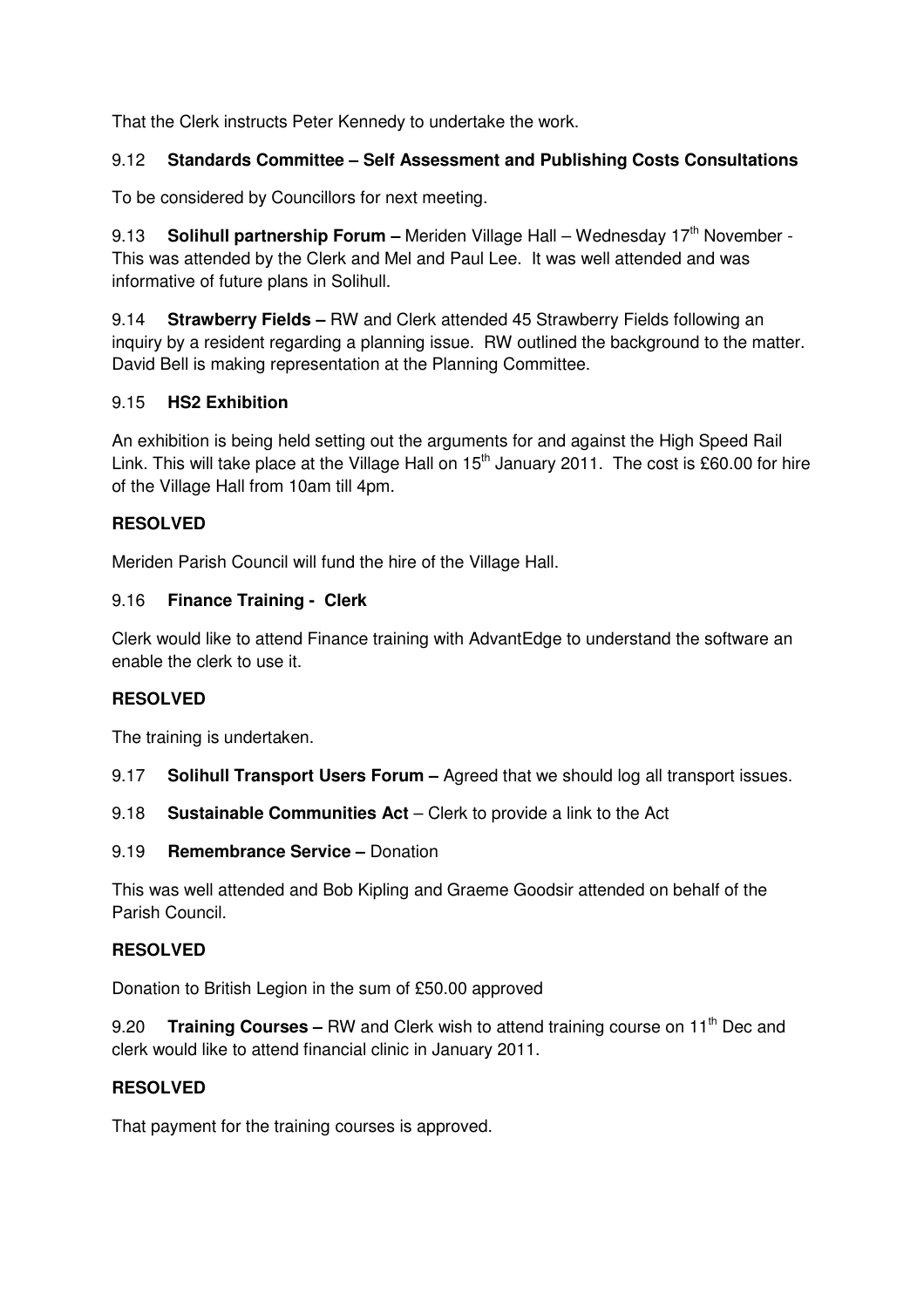That the Clerk instructs Peter Kennedy to undertake the work.

9.12 **Standards Committee – Self Assessment and Publishing Costs Consultations**

To be considered by Councillors for next meeting.

9.13 **Solihull partnership Forum –** Meriden Village Hall – Wednesday 17th November - This was attended by the Clerk and Mel and Paul Lee. It was well attended and was informative of future plans in Solihull.

9.14 **Strawberry Fields –** RW and Clerk attended 45 Strawberry Fields following an inquiry by a resident regarding a planning issue. RW outlined the background to the matter. David Bell is making representation at the Planning Committee.

9.15 **HS2 Exhibition**

An exhibition is being held setting out the arguments for and against the High Speed Rail Link. This will take place at the Village Hall on 15th January 2011. The cost is £60.00 for hire of the Village Hall from 10am till 4pm.

**RESOLVED**

Meriden Parish Council will fund the hire of the Village Hall.

9.16 **Finance Training - Clerk**

Clerk would like to attend Finance training with AdvantEdge to understand the software an enable the clerk to use it.

**RESOLVED**

The training is undertaken.

9.17 **Solihull Transport Users Forum –** Agreed that we should log all transport issues.

9.18 **Sustainable Communities Act** – Clerk to provide a link to the Act

9.19 **Remembrance Service –** Donation

This was well attended and Bob Kipling and Graeme Goodsir attended on behalf of the Parish Council.

**RESOLVED**

Donation to British Legion in the sum of £50.00 approved

9.20 **Training Courses –** RW and Clerk wish to attend training course on 11th Dec and clerk would like to attend financial clinic in January 2011.

**RESOLVED**

That payment for the training courses is approved.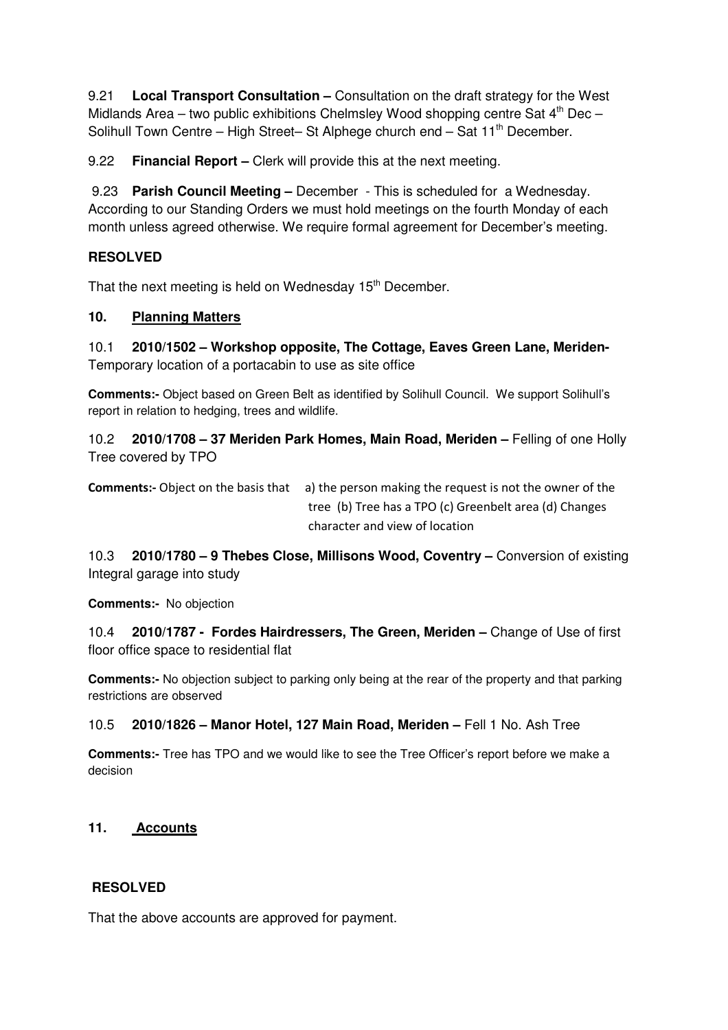9.21 **Local Transport Consultation –** Consultation on the draft strategy for the West Midlands Area – two public exhibitions Chelmsley Wood shopping centre Sat 4th Dec – Solihull Town Centre – High Street– St Alphege church end – Sat 11th December.

9.22 **Financial Report –** Clerk will provide this at the next meeting.

9.23 **Parish Council Meeting –** December - This is scheduled for a Wednesday. According to our Standing Orders we must hold meetings on the fourth Monday of each month unless agreed otherwise. We require formal agreement for December's meeting.

**RESOLVED**

That the next meeting is held on Wednesday 15th December.

**10. Planning Matters**

10.1 **2010/1502 – Workshop opposite, The Cottage, Eaves Green Lane, Meriden-** Temporary location of a portacabin to use as site office

**Comments:-** Object based on Green Belt as identified by Solihull Council. We support Solihull's report in relation to hedging, trees and wildlife.

10.2 **2010/1708 – 37 Meriden Park Homes, Main Road, Meriden –** Felling of one Holly Tree covered by TPO

**Comments:-** Object on the basis that a) the person making the request is not the owner of the tree (b) Tree has a TPO (c) Greenbelt area (d) Changes character and view of location

10.3 **2010/1780 – 9 Thebes Close, Millisons Wood, Coventry –** Conversion of existing Integral garage into study

**Comments:-** No objection

10.4 **2010/1787 - Fordes Hairdressers, The Green, Meriden –** Change of Use of first floor office space to residential flat

**Comments:-** No objection subject to parking only being at the rear of the property and that parking restrictions are observed

10.5 **2010/1826 – Manor Hotel, 127 Main Road, Meriden –** Fell 1 No. Ash Tree

**Comments:-** Tree has TPO and we would like to see the Tree Officer's report before we make a decision

**11. Accounts**

**RESOLVED**

That the above accounts are approved for payment.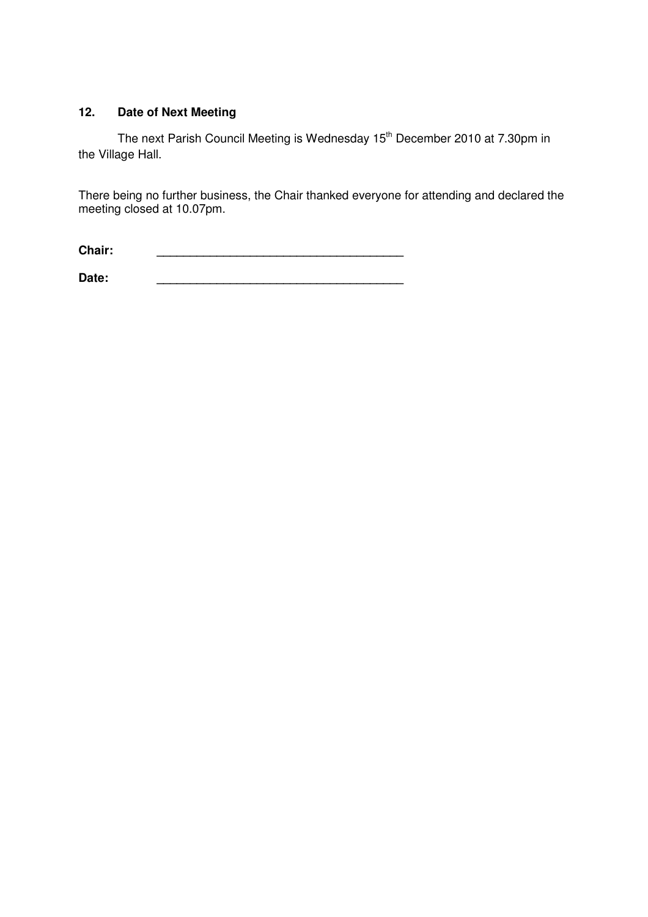## 12. Date of Next Meeting

The next Parish Council Meeting is Wednesday 15th December 2010 at 7.30pm in the Village Hall.

There being no further business, the Chair thanked everyone for attending and declared the meeting closed at 10.07pm.

**Chair:** ______________________________________

**Date:** ______________________________________